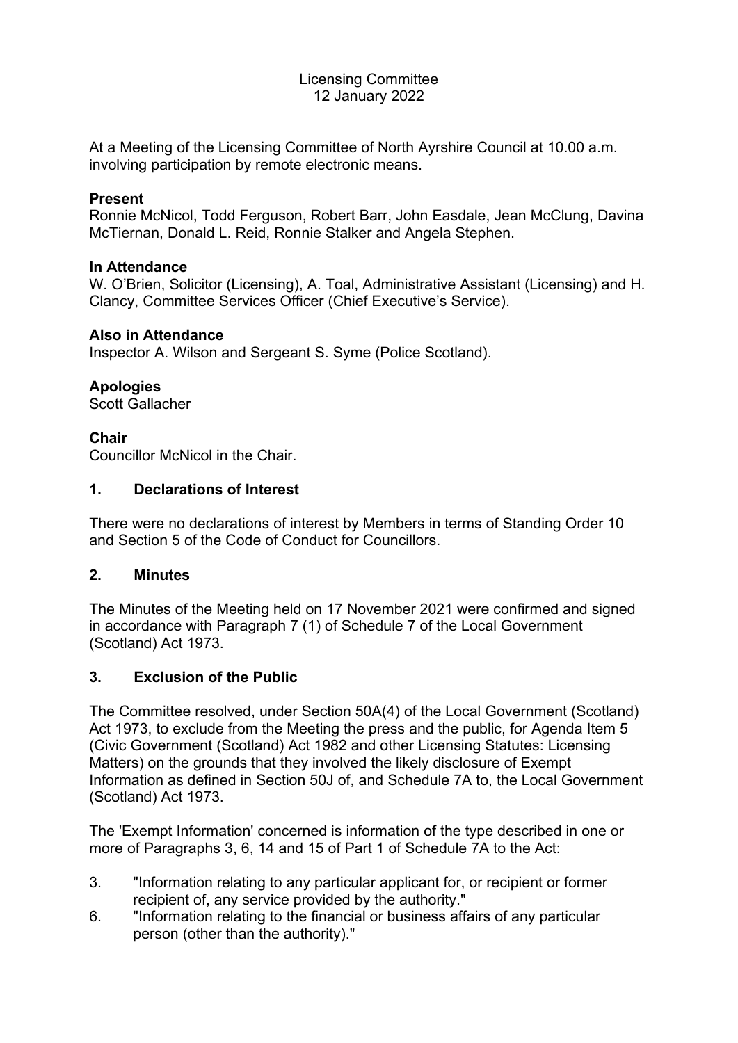Licensing Committee
12 January 2022

At a Meeting of the Licensing Committee of North Ayrshire Council at 10.00 a.m. involving participation by remote electronic means.

**Present**
Ronnie McNicol, Todd Ferguson, Robert Barr, John Easdale, Jean McClung, Davina McTiernan, Donald L. Reid, Ronnie Stalker and Angela Stephen.

**In Attendance**
W. O'Brien, Solicitor (Licensing), A. Toal, Administrative Assistant (Licensing) and H. Clancy, Committee Services Officer (Chief Executive's Service).

**Also in Attendance**
Inspector A. Wilson and Sergeant S. Syme (Police Scotland).

**Apologies**
Scott Gallacher

**Chair**
Councillor McNicol in the Chair.

## 1. Declarations of Interest

There were no declarations of interest by Members in terms of Standing Order 10 and Section 5 of the Code of Conduct for Councillors.

## 2. Minutes

The Minutes of the Meeting held on 17 November 2021 were confirmed and signed in accordance with Paragraph 7 (1) of Schedule 7 of the Local Government (Scotland) Act 1973.

## 3. Exclusion of the Public

The Committee resolved, under Section 50A(4) of the Local Government (Scotland) Act 1973, to exclude from the Meeting the press and the public, for Agenda Item 5 (Civic Government (Scotland) Act 1982 and other Licensing Statutes: Licensing Matters) on the grounds that they involved the likely disclosure of Exempt Information as defined in Section 50J of, and Schedule 7A to, the Local Government (Scotland) Act 1973.

The 'Exempt Information' concerned is information of the type described in one or more of Paragraphs 3, 6, 14 and 15 of Part 1 of Schedule 7A to the Act:

3. "Information relating to any particular applicant for, or recipient or former recipient of, any service provided by the authority."
6. "Information relating to the financial or business affairs of any particular person (other than the authority)."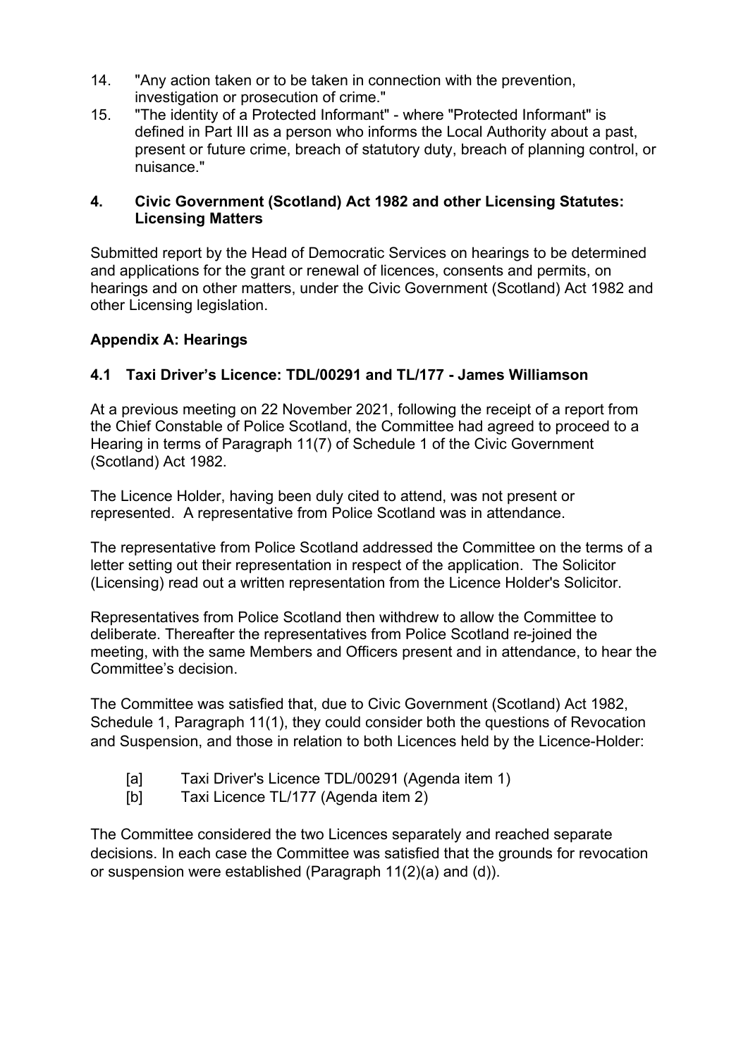14. "Any action taken or to be taken in connection with the prevention, investigation or prosecution of crime."
15. "The identity of a Protected Informant" - where "Protected Informant" is defined in Part III as a person who informs the Local Authority about a past, present or future crime, breach of statutory duty, breach of planning control, or nuisance."

## 4. Civic Government (Scotland) Act 1982 and other Licensing Statutes: Licensing Matters

Submitted report by the Head of Democratic Services on hearings to be determined and applications for the grant or renewal of licences, consents and permits, on hearings and on other matters, under the Civic Government (Scotland) Act 1982 and other Licensing legislation.

### Appendix A: Hearings

### 4.1 Taxi Driver's Licence: TDL/00291 and TL/177 - James Williamson

At a previous meeting on 22 November 2021, following the receipt of a report from the Chief Constable of Police Scotland, the Committee had agreed to proceed to a Hearing in terms of Paragraph 11(7) of Schedule 1 of the Civic Government (Scotland) Act 1982.

The Licence Holder, having been duly cited to attend, was not present or represented. A representative from Police Scotland was in attendance.

The representative from Police Scotland addressed the Committee on the terms of a letter setting out their representation in respect of the application. The Solicitor (Licensing) read out a written representation from the Licence Holder's Solicitor.

Representatives from Police Scotland then withdrew to allow the Committee to deliberate. Thereafter the representatives from Police Scotland re-joined the meeting, with the same Members and Officers present and in attendance, to hear the Committee's decision.

The Committee was satisfied that, due to Civic Government (Scotland) Act 1982, Schedule 1, Paragraph 11(1), they could consider both the questions of Revocation and Suspension, and those in relation to both Licences held by the Licence-Holder:

- [a] Taxi Driver's Licence TDL/00291 (Agenda item 1)
- [b] Taxi Licence TL/177 (Agenda item 2)

The Committee considered the two Licences separately and reached separate decisions. In each case the Committee was satisfied that the grounds for revocation or suspension were established (Paragraph 11(2)(a) and (d)).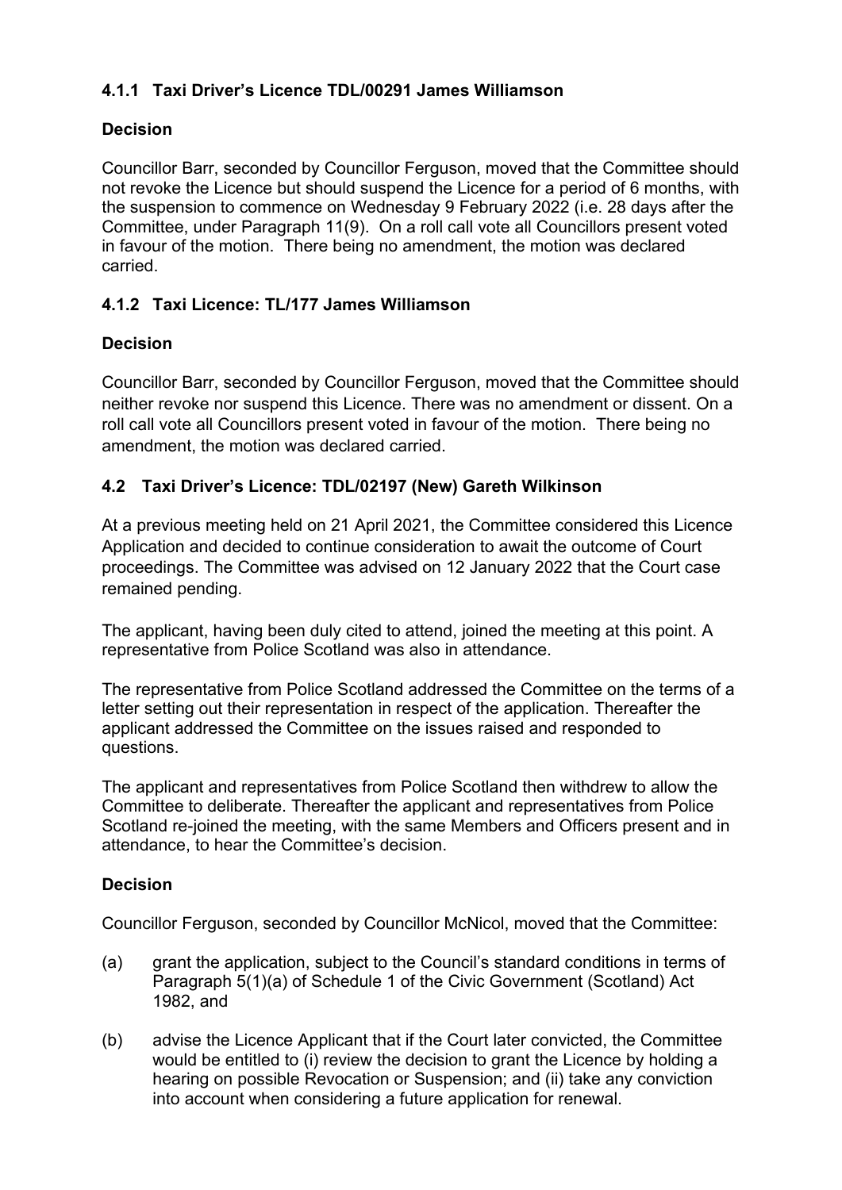### 4.1.1 Taxi Driver's Licence TDL/00291 James Williamson

**Decision**

Councillor Barr, seconded by Councillor Ferguson, moved that the Committee should not revoke the Licence but should suspend the Licence for a period of 6 months, with the suspension to commence on Wednesday 9 February 2022 (i.e. 28 days after the Committee, under Paragraph 11(9). On a roll call vote all Councillors present voted in favour of the motion. There being no amendment, the motion was declared carried.

### 4.1.2 Taxi Licence: TL/177 James Williamson

**Decision**

Councillor Barr, seconded by Councillor Ferguson, moved that the Committee should neither revoke nor suspend this Licence. There was no amendment or dissent. On a roll call vote all Councillors present voted in favour of the motion. There being no amendment, the motion was declared carried.

### 4.2 Taxi Driver's Licence: TDL/02197 (New) Gareth Wilkinson

At a previous meeting held on 21 April 2021, the Committee considered this Licence Application and decided to continue consideration to await the outcome of Court proceedings. The Committee was advised on 12 January 2022 that the Court case remained pending.

The applicant, having been duly cited to attend, joined the meeting at this point. A representative from Police Scotland was also in attendance.

The representative from Police Scotland addressed the Committee on the terms of a letter setting out their representation in respect of the application. Thereafter the applicant addressed the Committee on the issues raised and responded to questions.

The applicant and representatives from Police Scotland then withdrew to allow the Committee to deliberate. Thereafter the applicant and representatives from Police Scotland re-joined the meeting, with the same Members and Officers present and in attendance, to hear the Committee's decision.

**Decision**

Councillor Ferguson, seconded by Councillor McNicol, moved that the Committee:

(a) grant the application, subject to the Council's standard conditions in terms of Paragraph 5(1)(a) of Schedule 1 of the Civic Government (Scotland) Act 1982, and

(b) advise the Licence Applicant that if the Court later convicted, the Committee would be entitled to (i) review the decision to grant the Licence by holding a hearing on possible Revocation or Suspension; and (ii) take any conviction into account when considering a future application for renewal.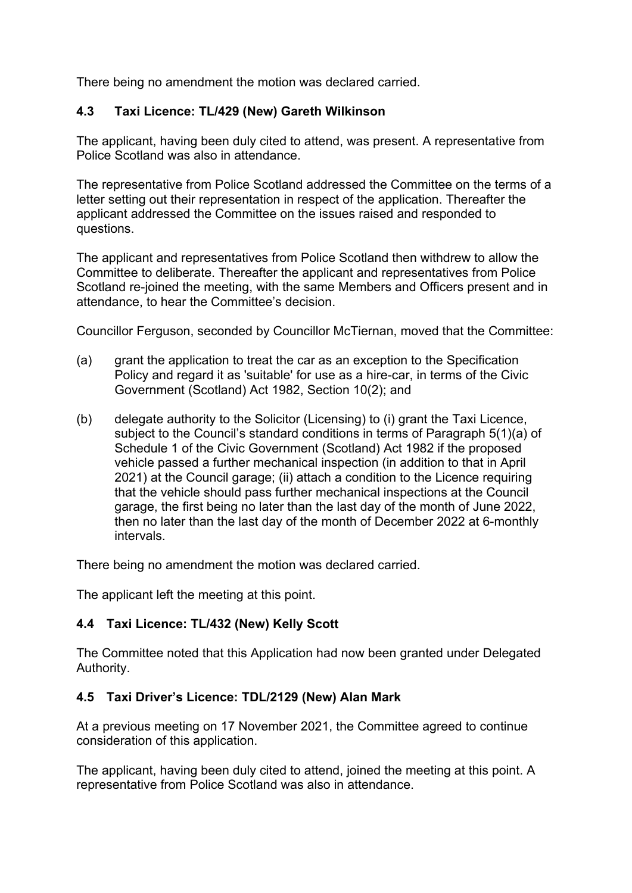There being no amendment the motion was declared carried.

### 4.3 Taxi Licence: TL/429 (New) Gareth Wilkinson

The applicant, having been duly cited to attend, was present. A representative from Police Scotland was also in attendance.

The representative from Police Scotland addressed the Committee on the terms of a letter setting out their representation in respect of the application. Thereafter the applicant addressed the Committee on the issues raised and responded to questions.

The applicant and representatives from Police Scotland then withdrew to allow the Committee to deliberate. Thereafter the applicant and representatives from Police Scotland re-joined the meeting, with the same Members and Officers present and in attendance, to hear the Committee's decision.

Councillor Ferguson, seconded by Councillor McTiernan, moved that the Committee:

(a) grant the application to treat the car as an exception to the Specification Policy and regard it as 'suitable' for use as a hire-car, in terms of the Civic Government (Scotland) Act 1982, Section 10(2); and

(b) delegate authority to the Solicitor (Licensing) to (i) grant the Taxi Licence, subject to the Council's standard conditions in terms of Paragraph 5(1)(a) of Schedule 1 of the Civic Government (Scotland) Act 1982 if the proposed vehicle passed a further mechanical inspection (in addition to that in April 2021) at the Council garage; (ii) attach a condition to the Licence requiring that the vehicle should pass further mechanical inspections at the Council garage, the first being no later than the last day of the month of June 2022, then no later than the last day of the month of December 2022 at 6-monthly intervals.

There being no amendment the motion was declared carried.

The applicant left the meeting at this point.

### 4.4 Taxi Licence: TL/432 (New) Kelly Scott

The Committee noted that this Application had now been granted under Delegated Authority.

### 4.5 Taxi Driver's Licence: TDL/2129 (New) Alan Mark

At a previous meeting on 17 November 2021, the Committee agreed to continue consideration of this application.

The applicant, having been duly cited to attend, joined the meeting at this point. A representative from Police Scotland was also in attendance.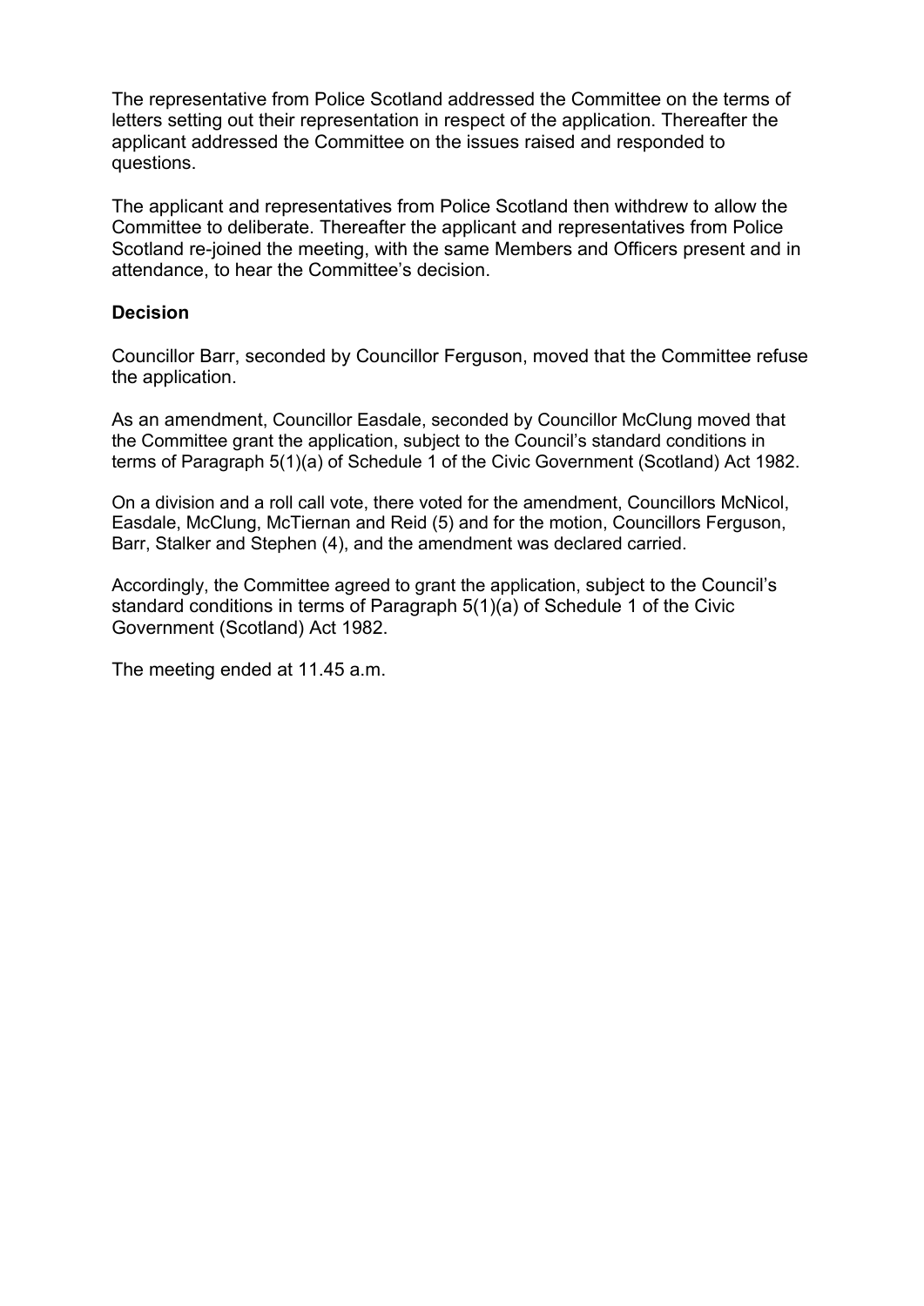The representative from Police Scotland addressed the Committee on the terms of letters setting out their representation in respect of the application. Thereafter the applicant addressed the Committee on the issues raised and responded to questions.

The applicant and representatives from Police Scotland then withdrew to allow the Committee to deliberate. Thereafter the applicant and representatives from Police Scotland re-joined the meeting, with the same Members and Officers present and in attendance, to hear the Committee's decision.

**Decision**

Councillor Barr, seconded by Councillor Ferguson, moved that the Committee refuse the application.

As an amendment, Councillor Easdale, seconded by Councillor McClung moved that the Committee grant the application, subject to the Council's standard conditions in terms of Paragraph 5(1)(a) of Schedule 1 of the Civic Government (Scotland) Act 1982.

On a division and a roll call vote, there voted for the amendment, Councillors McNicol, Easdale, McClung, McTiernan and Reid (5) and for the motion, Councillors Ferguson, Barr, Stalker and Stephen (4), and the amendment was declared carried.

Accordingly, the Committee agreed to grant the application, subject to the Council's standard conditions in terms of Paragraph 5(1)(a) of Schedule 1 of the Civic Government (Scotland) Act 1982.

The meeting ended at 11.45 a.m.